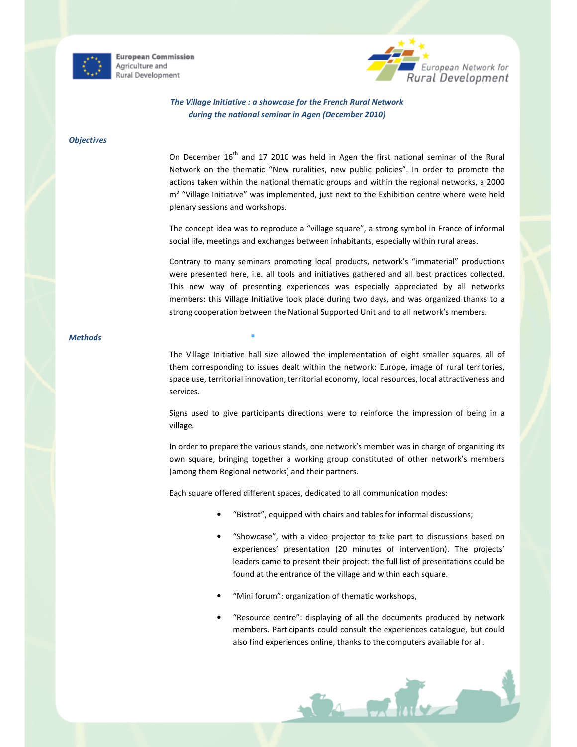*The Village Initiative : a showcase for the French Rural Network during the national seminar in Agen (December 2010)*

### *Objectives*

On December 16th and 17 2010 was held in Agen the first national seminar of the Rural Network on the thematic “New ruralities, new public policies”. In order to promote the actions taken within the national thematic groups and within the regional networks, a 2000 m² “Village Initiative” was implemented, just next to the Exhibition centre where were held plenary sessions and workshops.

The concept idea was to reproduce a “village square”, a strong symbol in France of informal social life, meetings and exchanges between inhabitants, especially within rural areas.

Contrary to many seminars promoting local products, network’s “immaterial” productions were presented here, i.e. all tools and initiatives gathered and all best practices collected. This new way of presenting experiences was especially appreciated by all networks members: this Village Initiative took place during two days, and was organized thanks to a strong cooperation between the National Supported Unit and to all network’s members.

### *Methods*

The Village Initiative hall size allowed the implementation of eight smaller squares, all of them corresponding to issues dealt within the network: Europe, image of rural territories, space use, territorial innovation, territorial economy, local resources, local attractiveness and services.

Signs used to give participants directions were to reinforce the impression of being in a village.

In order to prepare the various stands, one network’s member was in charge of organizing its own square, bringing together a working group constituted of other network’s members (among them Regional networks) and their partners.

Each square offered different spaces, dedicated to all communication modes:

- “Bistrot”, equipped with chairs and tables for informal discussions;
- “Showcase”, with a video projector to take part to discussions based on experiences’ presentation (20 minutes of intervention). The projects’ leaders came to present their project: the full list of presentations could be found at the entrance of the village and within each square.
- “Mini forum”: organization of thematic workshops,
- “Resource centre”: displaying of all the documents produced by network members. Participants could consult the experiences catalogue, but could also find experiences online, thanks to the computers available for all.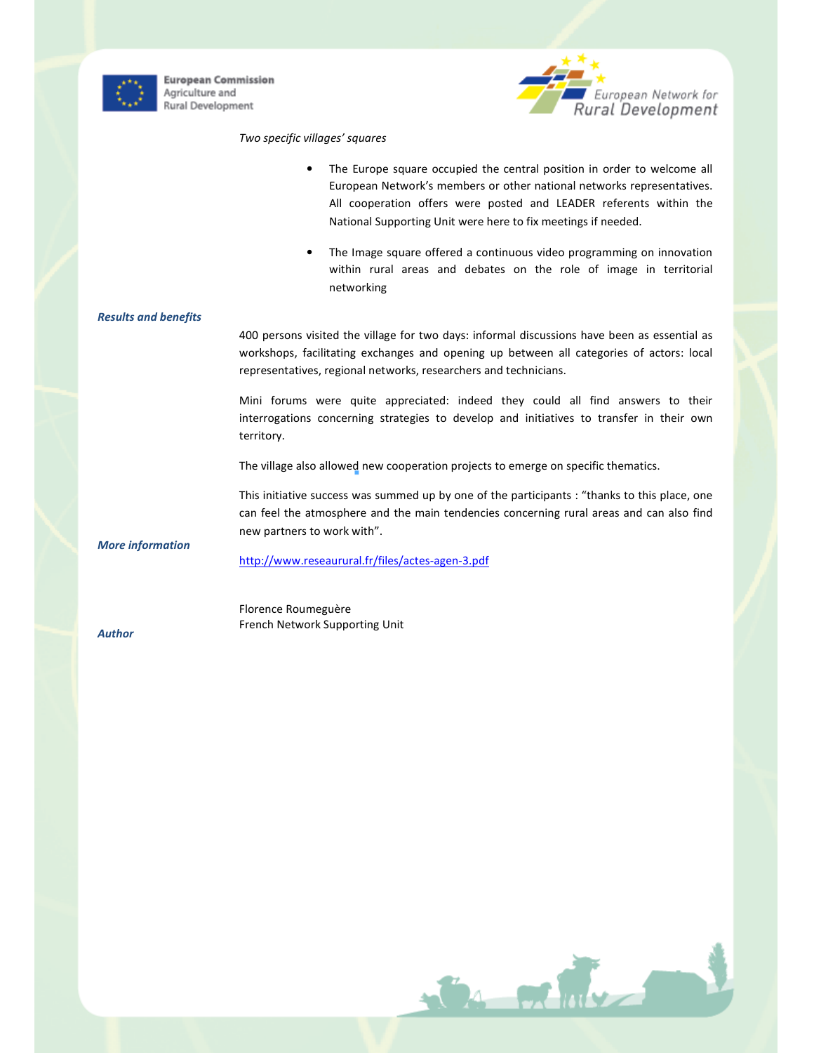*Two specific villages' squares*

- The Europe square occupied the central position in order to welcome all European Network's members or other national networks representatives. All cooperation offers were posted and LEADER referents within the National Supporting Unit were here to fix meetings if needed.
- The Image square offered a continuous video programming on innovation within rural areas and debates on the role of image in territorial networking

***Results and benefits***

400 persons visited the village for two days: informal discussions have been as essential as workshops, facilitating exchanges and opening up between all categories of actors: local representatives, regional networks, researchers and technicians.

Mini forums were quite appreciated: indeed they could all find answers to their interrogations concerning strategies to develop and initiatives to transfer in their own territory.

The village also allowed new cooperation projects to emerge on specific thematics.

This initiative success was summed up by one of the participants : "thanks to this place, one can feel the atmosphere and the main tendencies concerning rural areas and can also find new partners to work with".

***More information***

http://www.reseaurural.fr/files/actes-agen-3.pdf

***Author***

Florence Roumeguère
French Network Supporting Unit